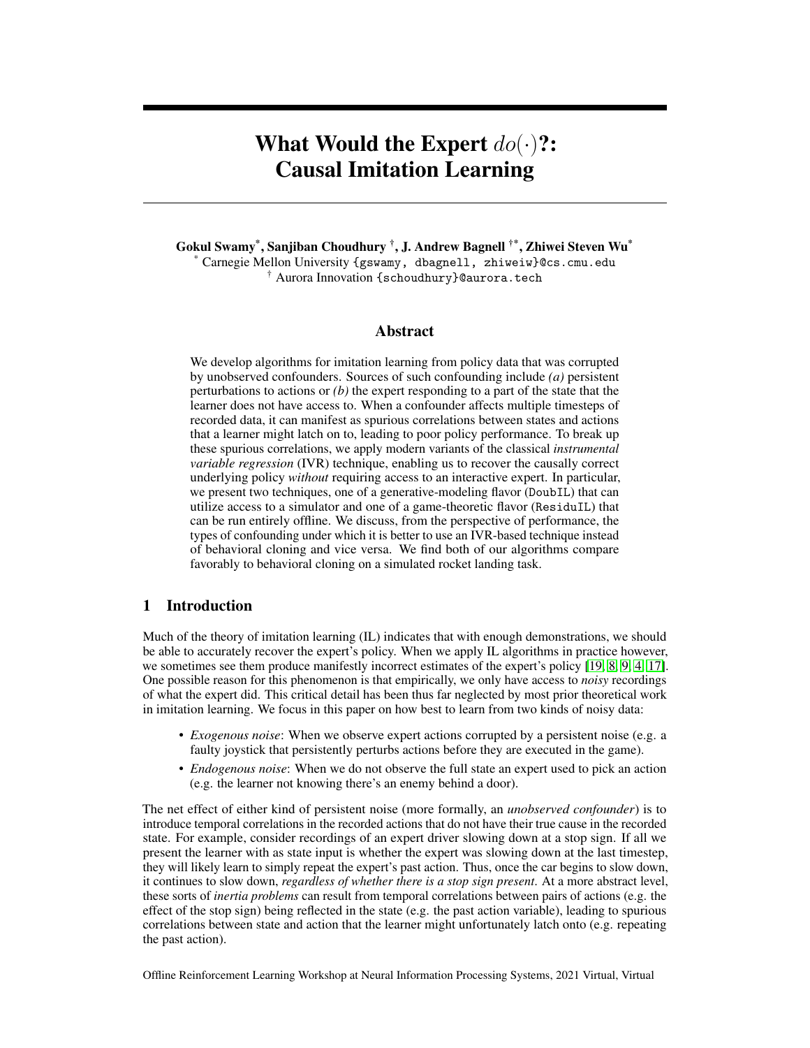# What Would the Expert $do(\cdot)$?: Causal Imitation Learning

**Gokul Swamy[*], Sanjiban Choudhury [†], J. Andrew Bagnell [†*], Zhiwei Steven Wu[*]**

[*] Carnegie Mellon University {gswamy, dbagnell, zhiweiw}@cs.cmu.edu

[†] Aurora Innovation {schoudhury}@aurora.tech

## Abstract

We develop algorithms for imitation learning from policy data that was corrupted by unobserved confounders. Sources of such confounding include *(a)* persistent perturbations to actions or *(b)* the expert responding to a part of the state that the learner does not have access to. When a confounder affects multiple timesteps of recorded data, it can manifest as spurious correlations between states and actions that a learner might latch on to, leading to poor policy performance. To break up these spurious correlations, we apply modern variants of the classical *instrumental variable regression* (IVR) technique, enabling us to recover the causally correct underlying policy *without* requiring access to an interactive expert. In particular, we present two techniques, one of a generative-modeling flavor (DoubIL) that can utilize access to a simulator and one of a game-theoretic flavor (ResiduIL) that can be run entirely offline. We discuss, from the perspective of performance, the types of confounding under which it is better to use an IVR-based technique instead of behavioral cloning and vice versa. We find both of our algorithms compare favorably to behavioral cloning on a simulated rocket landing task.

## 1 Introduction

Much of the theory of imitation learning (IL) indicates that with enough demonstrations, we should be able to accurately recover the expert's policy. When we apply IL algorithms in practice however, we sometimes see them produce manifestly incorrect estimates of the expert's policy [19, 8, 9, 4, 17]. One possible reason for this phenomenon is that empirically, we only have access to *noisy* recordings of what the expert did. This critical detail has been thus far neglected by most prior theoretical work in imitation learning. We focus in this paper on how best to learn from two kinds of noisy data:

- *Exogenous noise*: When we observe expert actions corrupted by a persistent noise (e.g. a faulty joystick that persistently perturbs actions before they are executed in the game).
- *Endogenous noise*: When we do not observe the full state an expert used to pick an action (e.g. the learner not knowing there's an enemy behind a door).

The net effect of either kind of persistent noise (more formally, an *unobserved confounder*) is to introduce temporal correlations in the recorded actions that do not have their true cause in the recorded state. For example, consider recordings of an expert driver slowing down at a stop sign. If all we present the learner with as state input is whether the expert was slowing down at the last timestep, they will likely learn to simply repeat the expert's past action. Thus, once the car begins to slow down, it continues to slow down, *regardless of whether there is a stop sign present*. At a more abstract level, these sorts of *inertia problems* can result from temporal correlations between pairs of actions (e.g. the effect of the stop sign) being reflected in the state (e.g. the past action variable), leading to spurious correlations between state and action that the learner might unfortunately latch onto (e.g. repeating the past action).

Offline Reinforcement Learning Workshop at Neural Information Processing Systems, 2021 Virtual, Virtual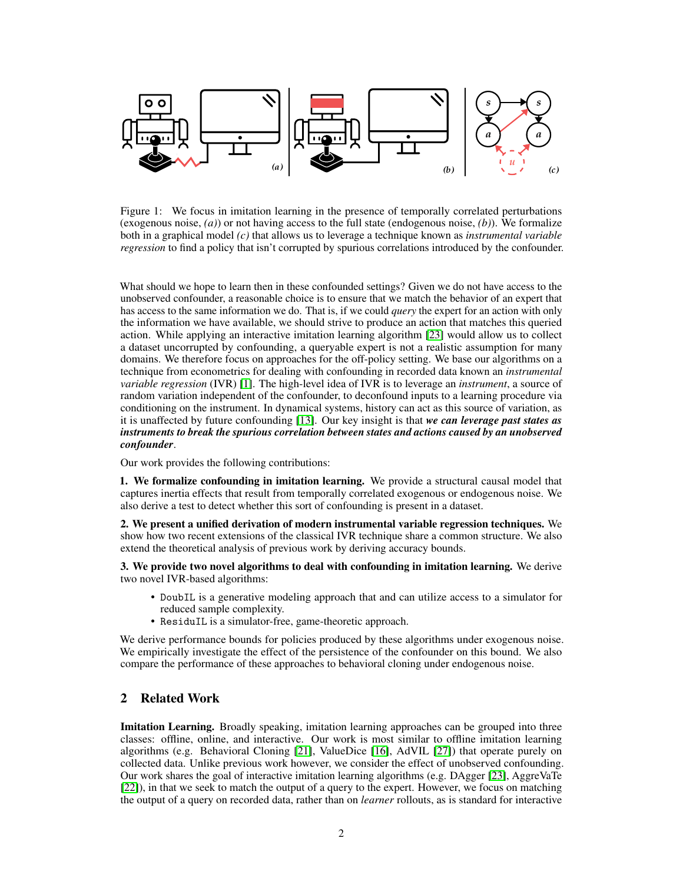Figure 1: We focus in imitation learning in the presence of temporally correlated perturbations (exogenous noise, *(a)*) or not having access to the full state (endogenous noise, *(b)*). We formalize both in a graphical model *(c)* that allows us to leverage a technique known as *instrumental variable regression* to find a policy that isn't corrupted by spurious correlations introduced by the confounder.

What should we hope to learn then in these confounded settings? Given we do not have access to the unobserved confounder, a reasonable choice is to ensure that we match the behavior of an expert that has access to the same information we do. That is, if we could *query* the expert for an action with only the information we have available, we should strive to produce an action that matches this queried action. While applying an interactive imitation learning algorithm [23] would allow us to collect a dataset uncorrupted by confounding, a queryable expert is not a realistic assumption for many domains. We therefore focus on approaches for the off-policy setting. We base our algorithms on a technique from econometrics for dealing with confounding in recorded data known an *instrumental variable regression* (IVR) [1]. The high-level idea of IVR is to leverage an *instrument*, a source of random variation independent of the confounder, to deconfound inputs to a learning procedure via conditioning on the instrument. In dynamical systems, history can act as this source of variation, as it is unaffected by future confounding [13]. Our key insight is that ***we can leverage past states as instruments to break the spurious correlation between states and actions caused by an unobserved confounder***.

Our work provides the following contributions:

**1. We formalize confounding in imitation learning.** We provide a structural causal model that captures inertia effects that result from temporally correlated exogenous or endogenous noise. We also derive a test to detect whether this sort of confounding is present in a dataset.

**2. We present a unified derivation of modern instrumental variable regression techniques.** We show how two recent extensions of the classical IVR technique share a common structure. We also extend the theoretical analysis of previous work by deriving accuracy bounds.

**3. We provide two novel algorithms to deal with confounding in imitation learning.** We derive two novel IVR-based algorithms:

- `DoubIL` is a generative modeling approach that and can utilize access to a simulator for reduced sample complexity.
- `ResiduIL` is a simulator-free, game-theoretic approach.

We derive performance bounds for policies produced by these algorithms under exogenous noise. We empirically investigate the effect of the persistence of the confounder on this bound. We also compare the performance of these approaches to behavioral cloning under endogenous noise.

## 2 Related Work

**Imitation Learning.** Broadly speaking, imitation learning approaches can be grouped into three classes: offline, online, and interactive. Our work is most similar to offline imitation learning algorithms (e.g. Behavioral Cloning [21], ValueDice [16], AdVIL [27]) that operate purely on collected data. Unlike previous work however, we consider the effect of unobserved confounding. Our work shares the goal of interactive imitation learning algorithms (e.g. DAgger [23], AggreVaTe [22]), in that we seek to match the output of a query to the expert. However, we focus on matching the output of a query on recorded data, rather than on *learner* rollouts, as is standard for interactive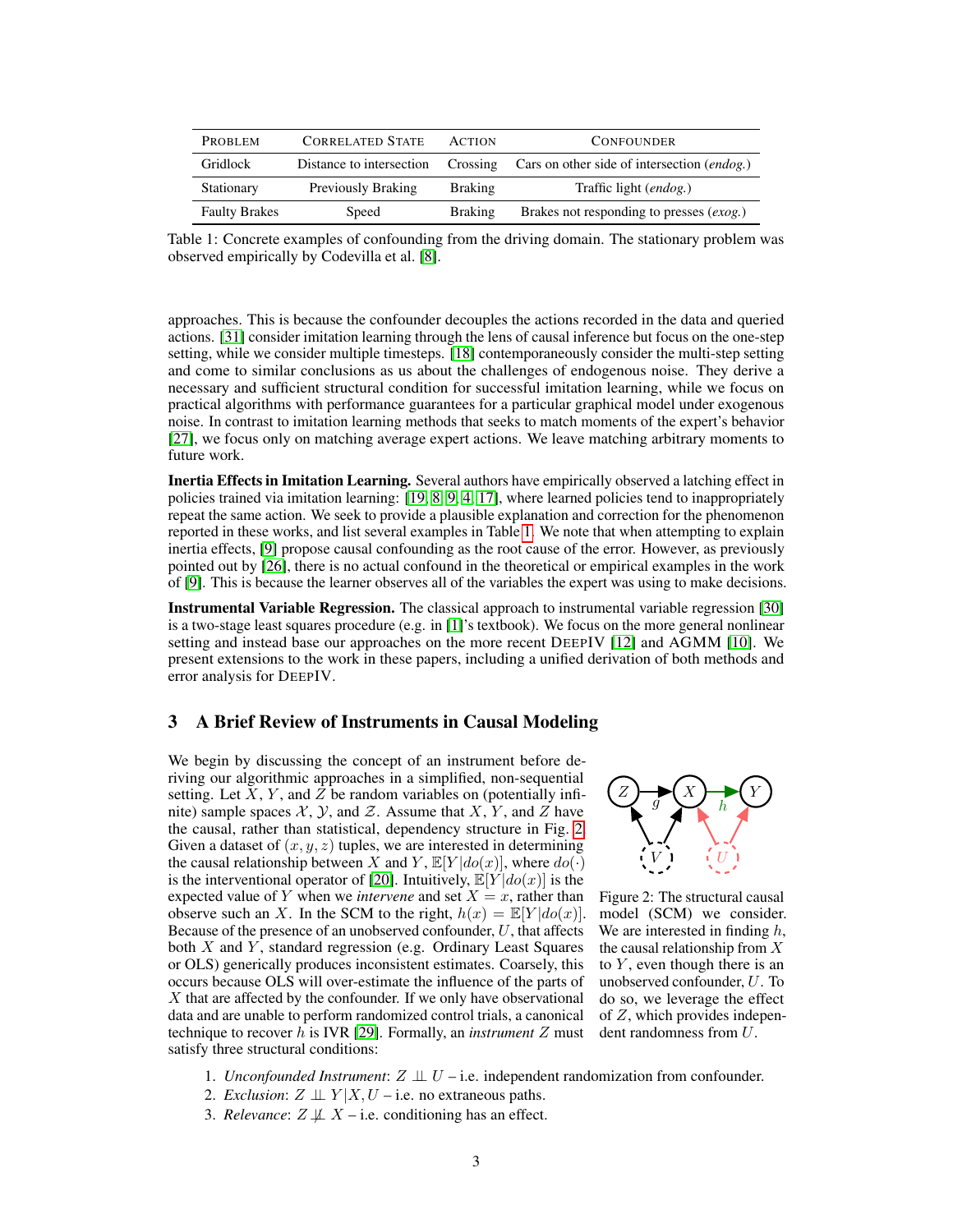| Problem | Correlated State | Action | Confounder |
|---|---|---|---|
| Gridlock | Distance to intersection | Crossing | Cars on other side of intersection (*endog.*) |
| Stationary | Previously Braking | Braking | Traffic light (*endog.*) |
| Faulty Brakes | Speed | Braking | Brakes not responding to presses (*exog.*) |

Table 1: Concrete examples of confounding from the driving domain. The stationary problem was observed empirically by Codevilla et al. [8].

approaches. This is because the confounder decouples the actions recorded in the data and queried actions. [31] consider imitation learning through the lens of causal inference but focus on the one-step setting, while we consider multiple timesteps. [18] contemporaneously consider the multi-step setting and come to similar conclusions as us about the challenges of endogenous noise. They derive a necessary and sufficient structural condition for successful imitation learning, while we focus on practical algorithms with performance guarantees for a particular graphical model under exogenous noise. In contrast to imitation learning methods that seeks to match moments of the expert's behavior [27], we focus only on matching average expert actions. We leave matching arbitrary moments to future work.

**Inertia Effects in Imitation Learning.** Several authors have empirically observed a latching effect in policies trained via imitation learning: [19, 8, 9, 4, 17], where learned policies tend to inappropriately repeat the same action. We seek to provide a plausible explanation and correction for the phenomenon reported in these works, and list several examples in Table 1. We note that when attempting to explain inertia effects, [9] propose causal confounding as the root cause of the error. However, as previously pointed out by [26], there is no actual confound in the theoretical or empirical examples in the work of [9]. This is because the learner observes all of the variables the expert was using to make decisions.

**Instrumental Variable Regression.** The classical approach to instrumental variable regression [30] is a two-stage least squares procedure (e.g. in [1]'s textbook). We focus on the more general nonlinear setting and instead base our approaches on the more recent DeepIV [12] and AGMM [10]. We present extensions to the work in these papers, including a unified derivation of both methods and error analysis for DeepIV.

## 3 A Brief Review of Instruments in Causal Modeling

We begin by discussing the concept of an instrument before deriving our algorithmic approaches in a simplified, non-sequential setting. Let $X$, $Y$, and $Z$ be random variables on (potentially infinite) sample spaces $\mathcal{X}$, $\mathcal{Y}$, and $\mathcal{Z}$. Assume that $X$, $Y$, and $Z$ have the causal, rather than statistical, dependency structure in Fig. 2. Given a dataset of $(x, y, z)$ tuples, we are interested in determining the causal relationship between $X$ and $Y$, $\mathbb{E}[Y|do(x)]$, where $do(\cdot)$ is the interventional operator of [20]. Intuitively, $\mathbb{E}[Y|do(x)]$ is the expected value of $Y$ when we *intervene* and set $X = x$, rather than observe such an $X$. In the SCM to the right, $h(x) = \mathbb{E}[Y|do(x)]$. Because of the presence of an unobserved confounder, $U$, that affects both $X$ and $Y$, standard regression (e.g. Ordinary Least Squares or OLS) generically produces inconsistent estimates. Coarsely, this occurs because OLS will over-estimate the influence of the parts of $X$ that are affected by the confounder. If we only have observational data and are unable to perform randomized control trials, a canonical technique to recover $h$ is IVR [29]. Formally, an *instrument* $Z$ must satisfy three structural conditions:

Figure 2: The structural causal model (SCM) we consider. We are interested in finding $h$, the causal relationship from $X$ to $Y$, even though there is an unobserved confounder, $U$. To do so, we leverage the effect of $Z$, which provides independent randomness from $U$.

1. *Unconfounded Instrument*: $Z \perp\!\!\!\perp U$ – i.e. independent randomization from confounder.
2. *Exclusion*: $Z \perp\!\!\!\perp Y|X, U$ – i.e. no extraneous paths.
3. *Relevance*: $Z \not\perp\!\!\!\perp X$ – i.e. conditioning has an effect.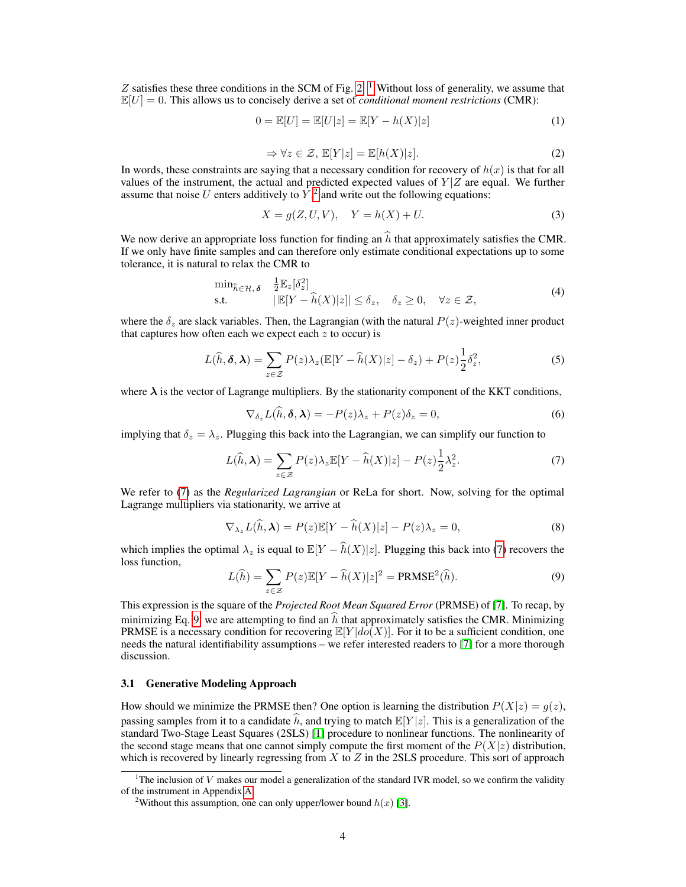$Z$ satisfies these three conditions in the SCM of Fig. 2. [1] Without loss of generality, we assume that $\mathbb{E}[U] = 0$. This allows us to concisely derive a set of *conditional moment restrictions* (CMR):

$$0 = \mathbb{E}[U] = \mathbb{E}[U|z] = \mathbb{E}[Y - h(X)|z] \tag{1}$$

$$\Rightarrow \forall z \in \mathcal{Z},\ \mathbb{E}[Y|z] = \mathbb{E}[h(X)|z]. \tag{2}$$

In words, these constraints are saying that a necessary condition for recovery of $h(x)$ is that for all values of the instrument, the actual and predicted expected values of $Y|Z$ are equal. We further assume that noise $U$ enters additively to $Y$, [2] and write out the following equations:

$$X = g(Z, U, V), \quad Y = h(X) + U. \tag{3}$$

We now derive an appropriate loss function for finding an $\widehat{h}$ that approximately satisfies the CMR. If we only have finite samples and can therefore only estimate conditional expectations up to some tolerance, it is natural to relax the CMR to

$$\begin{array}{ll} \min_{\widehat{h}\in\mathcal{H},\,\boldsymbol{\delta}} & \frac{1}{2}\mathbb{E}_z[\delta_z^2] \\ \text{s.t.} & |\mathbb{E}[Y - \widehat{h}(X)|z]| \leq \delta_z, \quad \delta_z \geq 0, \quad \forall z \in \mathcal{Z}, \end{array} \tag{4}$$

where the $\delta_z$ are slack variables. Then, the Lagrangian (with the natural $P(z)$-weighted inner product that captures how often each we expect each $z$ to occur) is

$$L(\widehat{h}, \boldsymbol{\delta}, \boldsymbol{\lambda}) = \sum_{z\in\mathcal{Z}} P(z)\lambda_z(\mathbb{E}[Y - \widehat{h}(X)|z] - \delta_z) + P(z)\frac{1}{2}\delta_z^2, \tag{5}$$

where $\boldsymbol{\lambda}$ is the vector of Lagrange multipliers. By the stationarity component of the KKT conditions,

$$\nabla_{\delta_z} L(\widehat{h}, \boldsymbol{\delta}, \boldsymbol{\lambda}) = -P(z)\lambda_z + P(z)\delta_z = 0, \tag{6}$$

implying that $\delta_z = \lambda_z$. Plugging this back into the Lagrangian, we can simplify our function to

$$L(\widehat{h}, \boldsymbol{\lambda}) = \sum_{z\in\mathcal{Z}} P(z)\lambda_z\mathbb{E}[Y - \widehat{h}(X)|z] - P(z)\frac{1}{2}\lambda_z^2. \tag{7}$$

We refer to (7) as the *Regularized Lagrangian* or ReLa for short. Now, solving for the optimal Lagrange multipliers via stationarity, we arrive at

$$\nabla_{\lambda_z} L(\widehat{h}, \boldsymbol{\lambda}) = P(z)\mathbb{E}[Y - \widehat{h}(X)|z] - P(z)\lambda_z = 0, \tag{8}$$

which implies the optimal $\lambda_z$ is equal to $\mathbb{E}[Y - \widehat{h}(X)|z]$. Plugging this back into (7) recovers the loss function,

$$L(\widehat{h}) = \sum_{z\in\mathcal{Z}} P(z)\mathbb{E}[Y - \widehat{h}(X)|z]^2 = \text{PRMSE}^2(\widehat{h}). \tag{9}$$

This expression is the square of the *Projected Root Mean Squared Error* (PRMSE) of [7]. To recap, by minimizing Eq. 9, we are attempting to find an $\widehat{h}$ that approximately satisfies the CMR. Minimizing PRMSE is a necessary condition for recovering $\mathbb{E}[Y|do(X)]$. For it to be a sufficient condition, one needs the natural identifiability assumptions – we refer interested readers to [7] for a more thorough discussion.

### 3.1 Generative Modeling Approach

How should we minimize the PRMSE then? One option is learning the distribution $P(X|z) = g(z)$, passing samples from it to a candidate $\widehat{h}$, and trying to match $\mathbb{E}[Y|z]$. This is a generalization of the standard Two-Stage Least Squares (2SLS) [1] procedure to nonlinear functions. The nonlinearity of the second stage means that one cannot simply compute the first moment of the $P(X|z)$ distribution, which is recovered by linearly regressing from $X$ to $Z$ in the 2SLS procedure. This sort of approach

[1] The inclusion of $V$ makes our model a generalization of the standard IVR model, so we confirm the validity of the instrument in Appendix A.

[2] Without this assumption, one can only upper/lower bound $h(x)$ [3].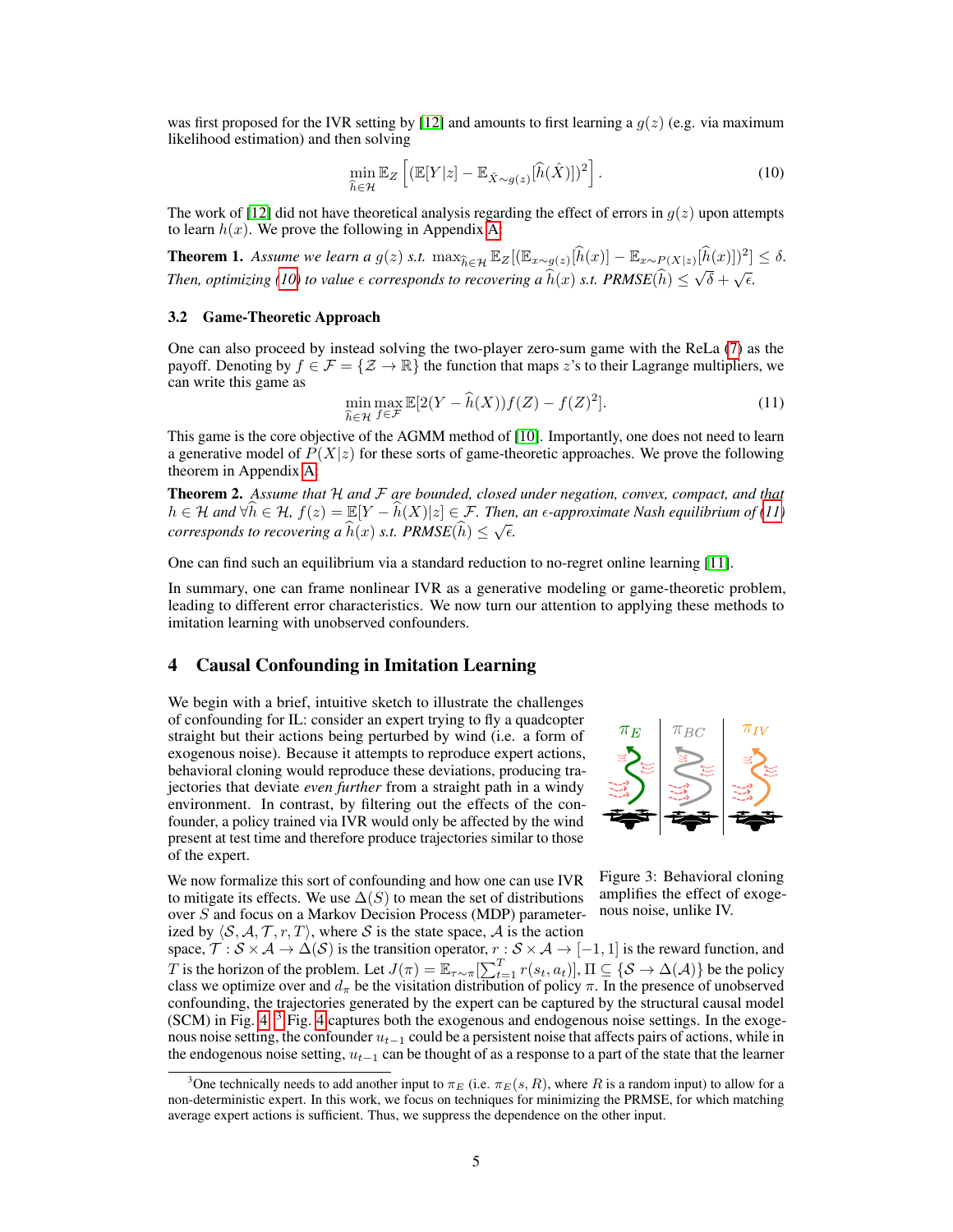was first proposed for the IVR setting by [12] and amounts to first learning a $g(z)$ (e.g. via maximum likelihood estimation) and then solving

$$\min_{\widehat{h} \in \mathcal{H}} \mathbb{E}_Z \left[ (\mathbb{E}[Y|z] - \mathbb{E}_{\hat{X} \sim g(z)}[\widehat{h}(\hat{X})])^2 \right]. \tag{10}$$

The work of [12] did not have theoretical analysis regarding the effect of errors in $g(z)$ upon attempts to learn $h(x)$. We prove the following in Appendix A.

**Theorem 1.** *Assume we learn a $g(z)$ s.t. $\max_{\widehat{h} \in \mathcal{H}} \mathbb{E}_Z[(\mathbb{E}_{x \sim g(z)}[\widehat{h}(x)] - \mathbb{E}_{x \sim P(X|z)}[\widehat{h}(x)])^2] \leq \delta$. Then, optimizing (10) to value $\epsilon$ corresponds to recovering a $\widehat{h}(x)$ s.t. PRMSE$(\widehat{h}) \leq \sqrt{\delta} + \sqrt{\epsilon}$.*

### 3.2 Game-Theoretic Approach

One can also proceed by instead solving the two-player zero-sum game with the ReLa (7) as the payoff. Denoting by $f \in \mathcal{F} = \{\mathcal{Z} \to \mathbb{R}\}$ the function that maps $z$'s to their Lagrange multipliers, we can write this game as

$$\min_{\widehat{h} \in \mathcal{H}} \max_{f \in \mathcal{F}} \mathbb{E}[2(Y - \widehat{h}(X))f(Z) - f(Z)^2]. \tag{11}$$

This game is the core objective of the AGMM method of [10]. Importantly, one does not need to learn a generative model of $P(X|z)$ for these sorts of game-theoretic approaches. We prove the following theorem in Appendix A.

**Theorem 2.** *Assume that $\mathcal{H}$ and $\mathcal{F}$ are bounded, closed under negation, convex, compact, and that $h \in \mathcal{H}$ and $\forall \widehat{h} \in \mathcal{H}$, $f(z) = \mathbb{E}[Y - \widehat{h}(X)|z] \in \mathcal{F}$. Then, an $\epsilon$-approximate Nash equilibrium of (11) corresponds to recovering a $\widehat{h}(x)$ s.t. PRMSE$(\widehat{h}) \leq \sqrt{\epsilon}$.*

One can find such an equilibrium via a standard reduction to no-regret online learning [11].

In summary, one can frame nonlinear IVR as a generative modeling or game-theoretic problem, leading to different error characteristics. We now turn our attention to applying these methods to imitation learning with unobserved confounders.

## 4 Causal Confounding in Imitation Learning

We begin with a brief, intuitive sketch to illustrate the challenges of confounding for IL: consider an expert trying to fly a quadcopter straight but their actions being perturbed by wind (i.e. a form of exogenous noise). Because it attempts to reproduce expert actions, behavioral cloning would reproduce these deviations, producing trajectories that deviate *even further* from a straight path in a windy environment. In contrast, by filtering out the effects of the confounder, a policy trained via IVR would only be affected by the wind present at test time and therefore produce trajectories similar to those of the expert.

Figure 3: Behavioral cloning amplifies the effect of exogenous noise, unlike IV.

We now formalize this sort of confounding and how one can use IVR to mitigate its effects. We use $\Delta(S)$ to mean the set of distributions over $S$ and focus on a Markov Decision Process (MDP) parameterized by $\langle \mathcal{S}, \mathcal{A}, \mathcal{T}, r, T \rangle$, where $\mathcal{S}$ is the state space, $\mathcal{A}$ is the action space, $\mathcal{T} : \mathcal{S} \times \mathcal{A} \to \Delta(\mathcal{S})$ is the transition operator, $r : \mathcal{S} \times \mathcal{A} \to [-1, 1]$ is the reward function, and $T$ is the horizon of the problem. Let $J(\pi) = \mathbb{E}_{\tau \sim \pi}[\sum_{t=1}^{T} r(s_t, a_t)]$, $\Pi \subseteq \{\mathcal{S} \to \Delta(\mathcal{A})\}$ be the policy class we optimize over and $d_\pi$ be the visitation distribution of policy $\pi$. In the presence of unobserved confounding, the trajectories generated by the expert can be captured by the structural causal model (SCM) in Fig. 4.[3] Fig. 4 captures both the exogenous and endogenous noise settings. In the exogenous noise setting, the confounder $u_{t-1}$ could be a persistent noise that affects pairs of actions, while in the endogenous noise setting, $u_{t-1}$ can be thought of as a response to a part of the state that the learner

[3] One technically needs to add another input to $\pi_E$ (i.e. $\pi_E(s, R)$, where $R$ is a random input) to allow for a non-deterministic expert. In this work, we focus on techniques for minimizing the PRMSE, for which matching average expert actions is sufficient. Thus, we suppress the dependence on the other input.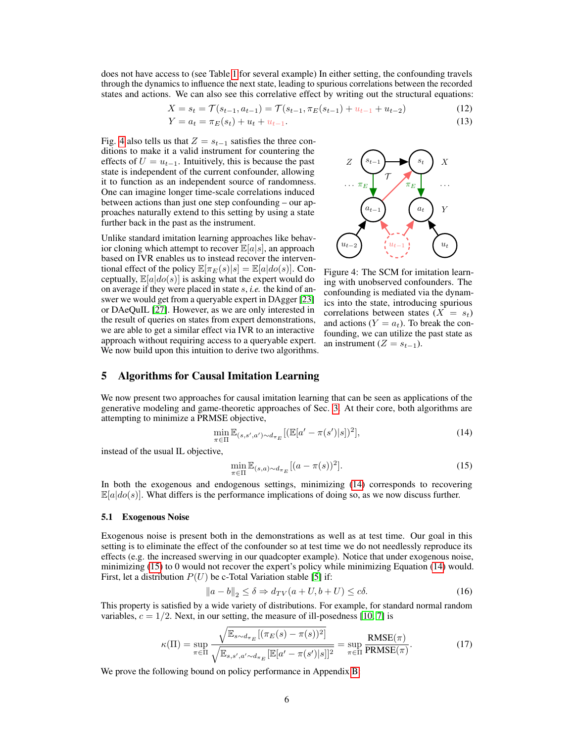does not have access to (see Table 1 for several example) In either setting, the confounding travels through the dynamics to influence the next state, leading to spurious correlations between the recorded states and actions. We can also see this correlative effect by writing out the structural equations:

$$X = s_t = \mathcal{T}(s_{t-1}, a_{t-1}) = \mathcal{T}(s_{t-1}, \pi_E(s_{t-1}) + u_{t-1} + u_{t-2}) \tag{12}$$

$$Y = a_t = \pi_E(s_t) + u_t + u_{t-1}. \tag{13}$$

Fig. 4 also tells us that $Z = s_{t-1}$ satisfies the three conditions to make it a valid instrument for countering the effects of $U = u_{t-1}$. Intuitively, this is because the past state is independent of the current confounder, allowing it to function as an independent source of randomness. One can imagine longer time-scale correlations induced between actions than just one step confounding – our approaches naturally extend to this setting by using a state further back in the past as the instrument.

Figure 4: The SCM for imitation learning with unobserved confounders. The confounding is mediated via the dynamics into the state, introducing spurious correlations between states ($X = s_t$) and actions ($Y = a_t$). To break the confounding, we can utilize the past state as an instrument ($Z = s_{t-1}$).

Unlike standard imitation learning approaches like behavior cloning which attempt to recover $\mathbb{E}[a|s]$, an approach based on IVR enables us to instead recover the interventional effect of the policy $\mathbb{E}[\pi_E(s)|s] = \mathbb{E}[a|do(s)]$. Conceptually, $\mathbb{E}[a|do(s)]$ is asking what the expert would do on average if they were placed in state $s$, *i.e.* the kind of answer we would get from a queryable expert in DAgger [23] or DAeQuIL [27]. However, as we are only interested in the result of queries on states from expert demonstrations, we are able to get a similar effect via IVR to an interactive approach without requiring access to a queryable expert. We now build upon this intuition to derive two algorithms.

## 5 Algorithms for Causal Imitation Learning

We now present two approaches for causal imitation learning that can be seen as applications of the generative modeling and game-theoretic approaches of Sec. 3. At their core, both algorithms are attempting to minimize a PRMSE objective,

$$\min_{\pi \in \Pi} \mathbb{E}_{(s,s',a') \sim d_{\pi_E}}[(\mathbb{E}[a' - \pi(s')|s])^2], \tag{14}$$

instead of the usual IL objective,

$$\min_{\pi \in \Pi} \mathbb{E}_{(s,a) \sim d_{\pi_E}}[(a - \pi(s))^2]. \tag{15}$$

In both the exogenous and endogenous settings, minimizing (14) corresponds to recovering $\mathbb{E}[a|do(s)]$. What differs is the performance implications of doing so, as we now discuss further.

### 5.1 Exogenous Noise

Exogenous noise is present both in the demonstrations as well as at test time. Our goal in this setting is to eliminate the effect of the confounder so at test time we do not needlessly reproduce its effects (e.g. the increased swerving in our quadcopter example). Notice that under exogenous noise, minimizing (15) to 0 would not recover the expert's policy while minimizing Equation (14) would. First, let a distribution $P(U)$ be c-Total Variation stable [5] if:

$$\|a - b\|_2 \leq \delta \Rightarrow d_{TV}(a + U, b + U) \leq c\delta. \tag{16}$$

This property is satisfied by a wide variety of distributions. For example, for standard normal random variables, $c = 1/2$. Next, in our setting, the measure of ill-posedness [10, 7] is

$$\kappa(\Pi) = \sup_{\pi \in \Pi} \frac{\sqrt{\mathbb{E}_{s \sim d_{\pi_E}}[(\pi_E(s) - \pi(s))^2]}}{\sqrt{\mathbb{E}_{s,s',a' \sim d_{\pi_E}}[\mathbb{E}[a' - \pi(s')|s]]^2}} = \sup_{\pi \in \Pi} \frac{\text{RMSE}(\pi)}{\text{PRMSE}(\pi)}. \tag{17}$$

We prove the following bound on policy performance in Appendix B.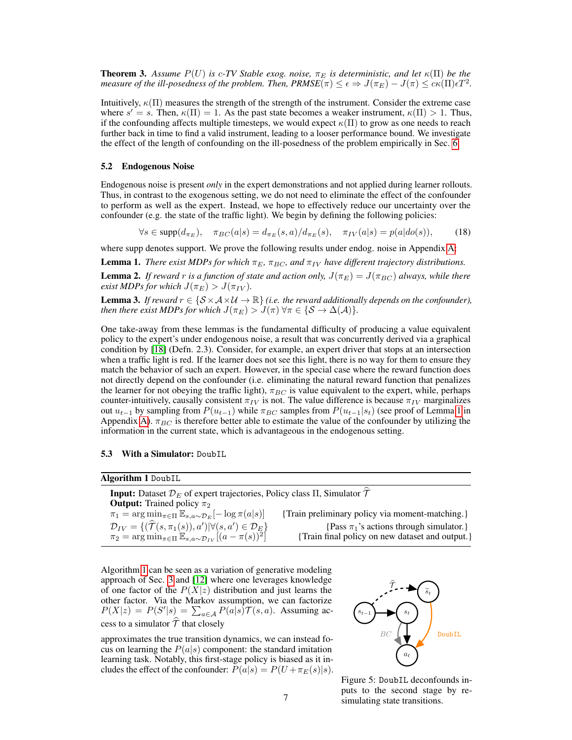**Theorem 3.** *Assume $P(U)$ is $c$-TV Stable exog. noise, $\pi_E$ is deterministic, and let $\kappa(\Pi)$ be the measure of the ill-posedness of the problem. Then, $PRMSE(\pi) \leq \epsilon \Rightarrow J(\pi_E) - J(\pi) \leq c\kappa(\Pi)\epsilon T^2$.*

Intuitively, $\kappa(\Pi)$ measures the strength of the strength of the instrument. Consider the extreme case where $s' = s$. Then, $\kappa(\Pi) = 1$. As the past state becomes a weaker instrument, $\kappa(\Pi) > 1$. Thus, if the confounding affects multiple timesteps, we would expect $\kappa(\Pi)$ to grow as one needs to reach further back in time to find a valid instrument, leading to a looser performance bound. We investigate the effect of the length of confounding on the ill-posedness of the problem empirically in Sec. 6.

### 5.2 Endogenous Noise

Endogenous noise is present *only* in the expert demonstrations and not applied during learner rollouts. Thus, in contrast to the exogenous setting, we do not need to eliminate the effect of the confounder to perform as well as the expert. Instead, we hope to effectively reduce our uncertainty over the confounder (e.g. the state of the traffic light). We begin by defining the following policies:

$$\forall s \in \text{supp}(d_{\pi_E}), \quad \pi_{BC}(a|s) = d_{\pi_E}(s,a)/d_{\pi_E}(s), \quad \pi_{IV}(a|s) = p(a|do(s)), \tag{18}$$

where supp denotes support. We prove the following results under endog. noise in Appendix A:

**Lemma 1.** *There exist MDPs for which $\pi_E$, $\pi_{BC}$, and $\pi_{IV}$ have different trajectory distributions.*

**Lemma 2.** *If reward $r$ is a function of state and action only, $J(\pi_E) = J(\pi_{BC})$ always, while there exist MDPs for which $J(\pi_E) > J(\pi_{IV})$.*

**Lemma 3.** *If reward $r \in \{\mathcal{S} \times \mathcal{A} \times \mathcal{U} \to \mathbb{R}\}$ (i.e. the reward additionally depends on the confounder), then there exist MDPs for which $J(\pi_E) > J(\pi)\ \forall \pi \in \{\mathcal{S} \to \Delta(\mathcal{A})\}$.*

One take-away from these lemmas is the fundamental difficulty of producing a value equivalent policy to the expert's under endogenous noise, a result that was concurrently derived via a graphical condition by [18] (Defn. 2.3). Consider, for example, an expert driver that stops at an intersection when a traffic light is red. If the learner does not see this light, there is no way for them to ensure they match the behavior of such an expert. However, in the special case where the reward function does not directly depend on the confounder (i.e. eliminating the natural reward function that penalizes the learner for not obeying the traffic light), $\pi_{BC}$ is value equivalent to the expert, while, perhaps counter-intuitively, causally consistent $\pi_{IV}$ is not. The value difference is because $\pi_{IV}$ marginalizes out $u_{t-1}$ by sampling from $P(u_{t-1})$ while $\pi_{BC}$ samples from $P(u_{t-1}|s_t)$ (see proof of Lemma 1 in Appendix A). $\pi_{BC}$ is therefore better able to estimate the value of the confounder by utilizing the information in the current state, which is advantageous in the endogenous setting.

### 5.3 With a Simulator: `DoubIL`

**Algorithm 1** `DoubIL`

**Input:** Dataset $\mathcal{D}_E$ of expert trajectories, Policy class $\Pi$, Simulator $\widehat{\mathcal{T}}$
**Output:** Trained policy $\pi_2$
$\pi_1 = \arg\min_{\pi \in \Pi} \mathbb{E}_{s,a \sim \mathcal{D}_E}[-\log \pi(a|s)]$ {Train preliminary policy via moment-matching.}
$\mathcal{D}_{IV} = \{(\widehat{\mathcal{T}}(s, \pi_1(s)), a') | \forall (s, a') \in \mathcal{D}_E\}$ {Pass $\pi_1$'s actions through simulator.}
$\pi_2 = \arg\min_{\pi \in \Pi} \mathbb{E}_{s,a \sim \mathcal{D}_{IV}}[(a - \pi(s))^2]$ {Train final policy on new dataset and output.}

Algorithm 1 can be seen as a variation of generative modeling approach of Sec. 3 and [12] where one leverages knowledge of one factor of the $P(X|z)$ distribution and just learns the other factor. Via the Markov assumption, we can factorize $P(X|z) = P(S'|s) = \sum_{a \in \mathcal{A}} P(a|s)\mathcal{T}(s, a)$. Assuming access to a simulator $\widehat{\mathcal{T}}$ that closely approximates the true transition dynamics, we can instead focus on learning the $P(a|s)$ component: the standard imitation learning task. Notably, this first-stage policy is biased as it includes the effect of the confounder: $P(a|s) = P(U + \pi_E(s)|s)$.

Figure 5: `DoubIL` deconfounds inputs to the second stage by re-simulating state transitions.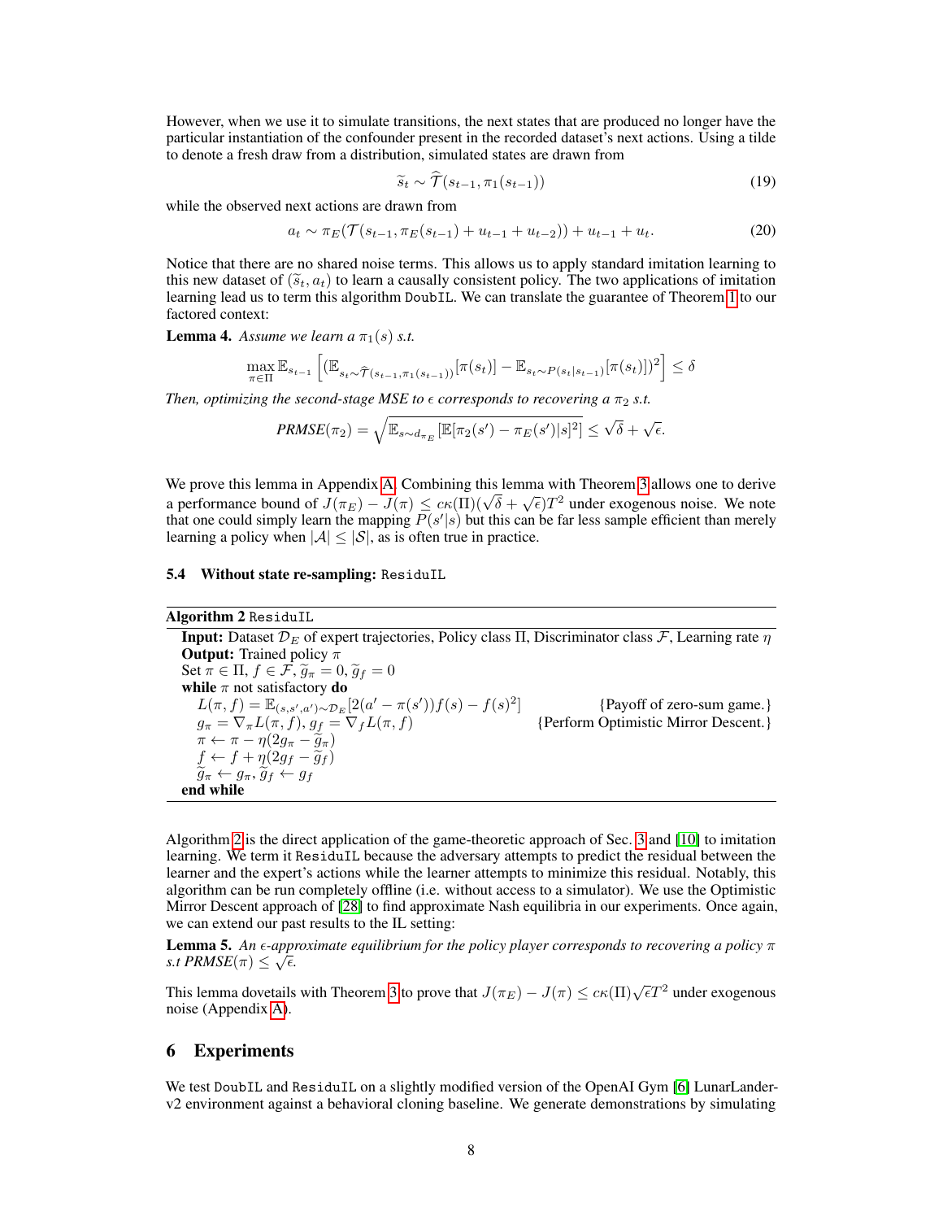However, when we use it to simulate transitions, the next states that are produced no longer have the particular instantiation of the confounder present in the recorded dataset's next actions. Using a tilde to denote a fresh draw from a distribution, simulated states are drawn from

$$\widetilde{s}_t \sim \widehat{\mathcal{T}}(s_{t-1}, \pi_1(s_{t-1})) \tag{19}$$

while the observed next actions are drawn from

$$a_t \sim \pi_E(\mathcal{T}(s_{t-1}, \pi_E(s_{t-1}) + u_{t-1} + u_{t-2})) + u_{t-1} + u_t. \tag{20}$$

Notice that there are no shared noise terms. This allows us to apply standard imitation learning to this new dataset of $(\widetilde{s}_t, a_t)$ to learn a causally consistent policy. The two applications of imitation learning lead us to term this algorithm DoubIL. We can translate the guarantee of Theorem 1 to our factored context:

**Lemma 4.** *Assume we learn a $\pi_1(s)$ s.t.*

$$\max_{\pi \in \Pi} \mathbb{E}_{s_{t-1}} \left[ \left( \mathbb{E}_{s_t \sim \widehat{\mathcal{T}}(s_{t-1}, \pi_1(s_{t-1}))}[\pi(s_t)] - \mathbb{E}_{s_t \sim P(s_t | s_{t-1})}[\pi(s_t)] \right)^2 \right] \leq \delta$$

*Then, optimizing the second-stage MSE to $\epsilon$ corresponds to recovering a $\pi_2$ s.t.*

$$\textit{PRMSE}(\pi_2) = \sqrt{\mathbb{E}_{s \sim d_{\pi_E}}[\mathbb{E}[\pi_2(s') - \pi_E(s')|s]^2]} \leq \sqrt{\delta} + \sqrt{\epsilon}.$$

We prove this lemma in Appendix A. Combining this lemma with Theorem 3 allows one to derive a performance bound of $J(\pi_E) - J(\pi) \leq c\kappa(\Pi)(\sqrt{\delta} + \sqrt{\epsilon})T^2$ under exogenous noise. We note that one could simply learn the mapping $P(s'|s)$ but this can be far less sample efficient than merely learning a policy when $|\mathcal{A}| \leq |\mathcal{S}|$, as is often true in practice.

### 5.4 Without state re-sampling: ResiduIL

**Algorithm 2** ResiduIL

**Input:** Dataset $\mathcal{D}_E$ of expert trajectories, Policy class $\Pi$, Discriminator class $\mathcal{F}$, Learning rate $\eta$
**Output:** Trained policy $\pi$
Set $\pi \in \Pi$, $f \in \mathcal{F}$, $\widetilde{g}_\pi = 0$, $\widetilde{g}_f = 0$
**while** $\pi$ not satisfactory **do**
  $L(\pi, f) = \mathbb{E}_{(s,s',a') \sim \mathcal{D}_E}[2(a' - \pi(s'))f(s) - f(s)^2]$ {Payoff of zero-sum game.}
  $g_\pi = \nabla_\pi L(\pi, f)$, $g_f = \nabla_f L(\pi, f)$ {Perform Optimistic Mirror Descent.}
  $\pi \leftarrow \pi - \eta(2g_\pi - \widetilde{g}_\pi)$
  $f \leftarrow f + \eta(2g_f - \widetilde{g}_f)$
  $\widetilde{g}_\pi \leftarrow g_\pi$, $\widetilde{g}_f \leftarrow g_f$
**end while**

Algorithm 2 is the direct application of the game-theoretic approach of Sec. 3 and [10] to imitation learning. We term it ResiduIL because the adversary attempts to predict the residual between the learner and the expert's actions while the learner attempts to minimize this residual. Notably, this algorithm can be run completely offline (i.e. without access to a simulator). We use the Optimistic Mirror Descent approach of [28] to find approximate Nash equilibria in our experiments. Once again, we can extend our past results to the IL setting:

**Lemma 5.** *An $\epsilon$-approximate equilibrium for the policy player corresponds to recovering a policy $\pi$ s.t PRMSE$(\pi) \leq \sqrt{\epsilon}$.*

This lemma dovetails with Theorem 3 to prove that $J(\pi_E) - J(\pi) \leq c\kappa(\Pi)\sqrt{\epsilon}T^2$ under exogenous noise (Appendix A).

## 6 Experiments

We test DoubIL and ResiduIL on a slightly modified version of the OpenAI Gym [6] LunarLander-v2 environment against a behavioral cloning baseline. We generate demonstrations by simulating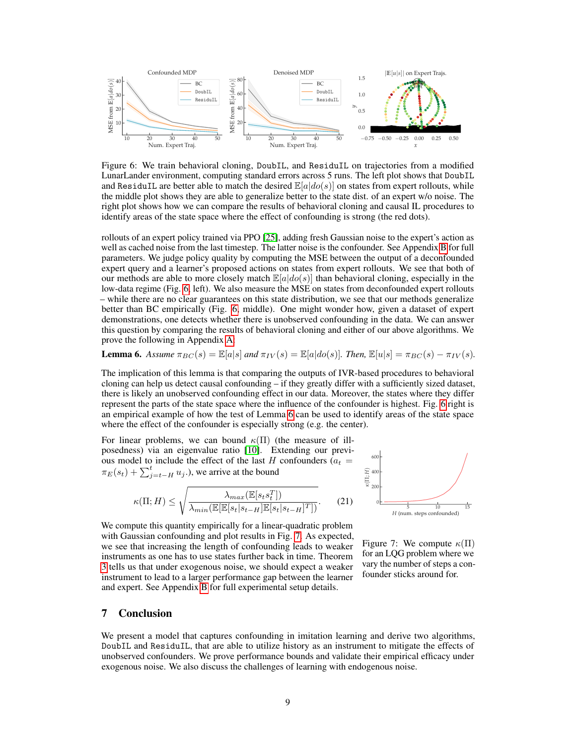Figure 6: We train behavioral cloning, `DoubIL`, and `ResiduIL` on trajectories from a modified LunarLander environment, computing standard errors across 5 runs. The left plot shows that `DoubIL` and `ResiduIL` are better able to match the desired $\mathbb{E}[a|do(s)]$ on states from expert rollouts, while the middle plot shows they are able to generalize better to the state dist. of an expert w/o noise. The right plot shows how we can compare the results of behavioral cloning and causal IL procedures to identify areas of the state space where the effect of confounding is strong (the red dots).

rollouts of an expert policy trained via PPO [25], adding fresh Gaussian noise to the expert's action as well as cached noise from the last timestep. The latter noise is the confounder. See Appendix B for full parameters. We judge policy quality by computing the MSE between the output of a deconfounded expert query and a learner's proposed actions on states from expert rollouts. We see that both of our methods are able to more closely match $\mathbb{E}[a|do(s)]$ than behavioral cloning, especially in the low-data regime (Fig. 6, left). We also measure the MSE on states from deconfounded expert rollouts – while there are no clear guarantees on this state distribution, we see that our methods generalize better than BC empirically (Fig. 6, middle). One might wonder how, given a dataset of expert demonstrations, one detects whether there is unobserved confounding in the data. We can answer this question by comparing the results of behavioral cloning and either of our above algorithms. We prove the following in Appendix A.

**Lemma 6.** *Assume $\pi_{BC}(s) = \mathbb{E}[a|s]$ and $\pi_{IV}(s) = \mathbb{E}[a|do(s)]$. Then, $\mathbb{E}[u|s] = \pi_{BC}(s) - \pi_{IV}(s)$.*

The implication of this lemma is that comparing the outputs of IVR-based procedures to behavioral cloning can help us detect causal confounding – if they greatly differ with a sufficiently sized dataset, there is likely an unobserved confounding effect in our data. Moreover, the states where they differ represent the parts of the state space where the influence of the confounder is highest. Fig. 6 right is an empirical example of how the test of Lemma 6 can be used to identify areas of the state space where the effect of the confounder is especially strong (e.g. the center).

For linear problems, we can bound $\kappa(\Pi)$ (the measure of ill-posedness) via an eigenvalue ratio [10]. Extending our previous model to include the effect of the last $H$ confounders ($a_t = \pi_E(s_t) + \sum_{j=t-H}^{t} u_j$.), we arrive at the bound

$$\kappa(\Pi; H) \leq \sqrt{\frac{\lambda_{max}(\mathbb{E}[s_t s_t^T])}{\lambda_{min}(\mathbb{E}[\mathbb{E}[s_t|s_{t-H}]\mathbb{E}[s_t|s_{t-H}]^T])}}. \tag{21}$$

We compute this quantity empirically for a linear-quadratic problem with Gaussian confounding and plot results in Fig. 7. As expected, we see that increasing the length of confounding leads to weaker instruments as one has to use states further back in time. Theorem 3 tells us that under exogenous noise, we should expect a weaker instrument to lead to a larger performance gap between the learner and expert. See Appendix B for full experimental setup details.

Figure 7: We compute $\kappa(\Pi)$ for an LQG problem where we vary the number of steps a confounder sticks around for.

## 7 Conclusion

We present a model that captures confounding in imitation learning and derive two algorithms, `DoubIL` and `ResiduIL`, that are able to utilize history as an instrument to mitigate the effects of unobserved confounders. We prove performance bounds and validate their empirical efficacy under exogenous noise. We also discuss the challenges of learning with endogenous noise.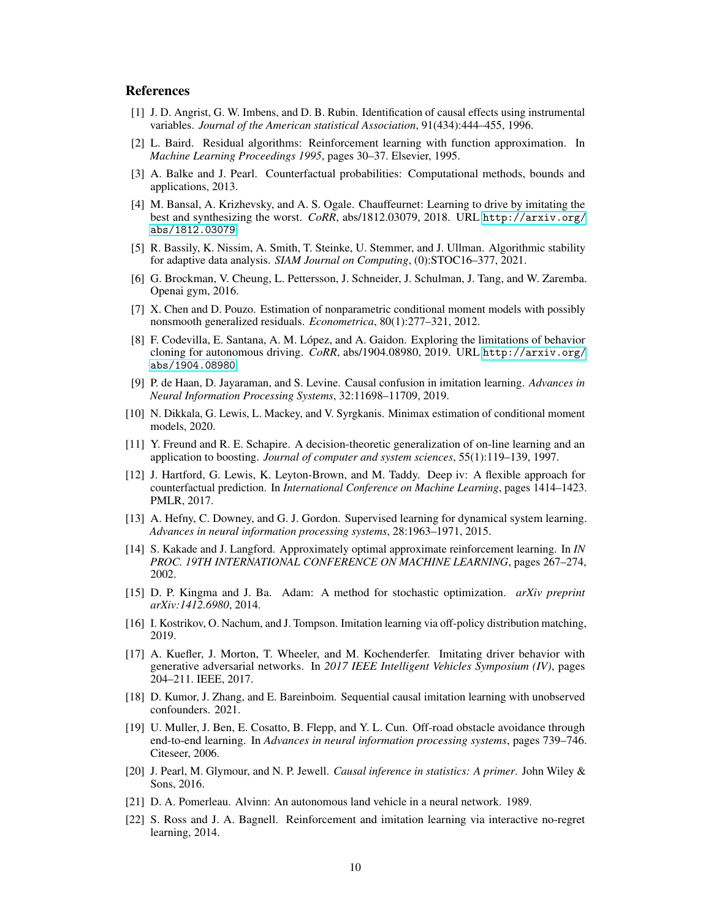## References

[1] J. D. Angrist, G. W. Imbens, and D. B. Rubin. Identification of causal effects using instrumental variables. *Journal of the American statistical Association*, 91(434):444–455, 1996.

[2] L. Baird. Residual algorithms: Reinforcement learning with function approximation. In *Machine Learning Proceedings 1995*, pages 30–37. Elsevier, 1995.

[3] A. Balke and J. Pearl. Counterfactual probabilities: Computational methods, bounds and applications, 2013.

[4] M. Bansal, A. Krizhevsky, and A. S. Ogale. Chauffeurnet: Learning to drive by imitating the best and synthesizing the worst. *CoRR*, abs/1812.03079, 2018. URL `http://arxiv.org/abs/1812.03079`.

[5] R. Bassily, K. Nissim, A. Smith, T. Steinke, U. Stemmer, and J. Ullman. Algorithmic stability for adaptive data analysis. *SIAM Journal on Computing*, (0):STOC16–377, 2021.

[6] G. Brockman, V. Cheung, L. Pettersson, J. Schneider, J. Schulman, J. Tang, and W. Zaremba. Openai gym, 2016.

[7] X. Chen and D. Pouzo. Estimation of nonparametric conditional moment models with possibly nonsmooth generalized residuals. *Econometrica*, 80(1):277–321, 2012.

[8] F. Codevilla, E. Santana, A. M. López, and A. Gaidon. Exploring the limitations of behavior cloning for autonomous driving. *CoRR*, abs/1904.08980, 2019. URL `http://arxiv.org/abs/1904.08980`.

[9] P. de Haan, D. Jayaraman, and S. Levine. Causal confusion in imitation learning. *Advances in Neural Information Processing Systems*, 32:11698–11709, 2019.

[10] N. Dikkala, G. Lewis, L. Mackey, and V. Syrgkanis. Minimax estimation of conditional moment models, 2020.

[11] Y. Freund and R. E. Schapire. A decision-theoretic generalization of on-line learning and an application to boosting. *Journal of computer and system sciences*, 55(1):119–139, 1997.

[12] J. Hartford, G. Lewis, K. Leyton-Brown, and M. Taddy. Deep iv: A flexible approach for counterfactual prediction. In *International Conference on Machine Learning*, pages 1414–1423. PMLR, 2017.

[13] A. Hefny, C. Downey, and G. J. Gordon. Supervised learning for dynamical system learning. *Advances in neural information processing systems*, 28:1963–1971, 2015.

[14] S. Kakade and J. Langford. Approximately optimal approximate reinforcement learning. In *IN PROC. 19TH INTERNATIONAL CONFERENCE ON MACHINE LEARNING*, pages 267–274, 2002.

[15] D. P. Kingma and J. Ba. Adam: A method for stochastic optimization. *arXiv preprint arXiv:1412.6980*, 2014.

[16] I. Kostrikov, O. Nachum, and J. Tompson. Imitation learning via off-policy distribution matching, 2019.

[17] A. Kuefler, J. Morton, T. Wheeler, and M. Kochenderfer. Imitating driver behavior with generative adversarial networks. In *2017 IEEE Intelligent Vehicles Symposium (IV)*, pages 204–211. IEEE, 2017.

[18] D. Kumor, J. Zhang, and E. Bareinboim. Sequential causal imitation learning with unobserved confounders. 2021.

[19] U. Muller, J. Ben, E. Cosatto, B. Flepp, and Y. L. Cun. Off-road obstacle avoidance through end-to-end learning. In *Advances in neural information processing systems*, pages 739–746. Citeseer, 2006.

[20] J. Pearl, M. Glymour, and N. P. Jewell. *Causal inference in statistics: A primer*. John Wiley & Sons, 2016.

[21] D. A. Pomerleau. Alvinn: An autonomous land vehicle in a neural network. 1989.

[22] S. Ross and J. A. Bagnell. Reinforcement and imitation learning via interactive no-regret learning, 2014.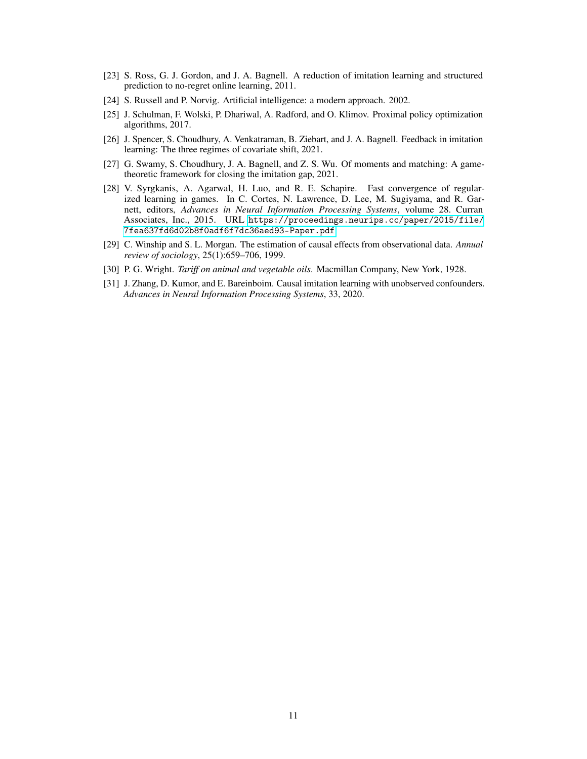[23] S. Ross, G. J. Gordon, and J. A. Bagnell. A reduction of imitation learning and structured prediction to no-regret online learning, 2011.

[24] S. Russell and P. Norvig. Artificial intelligence: a modern approach. 2002.

[25] J. Schulman, F. Wolski, P. Dhariwal, A. Radford, and O. Klimov. Proximal policy optimization algorithms, 2017.

[26] J. Spencer, S. Choudhury, A. Venkatraman, B. Ziebart, and J. A. Bagnell. Feedback in imitation learning: The three regimes of covariate shift, 2021.

[27] G. Swamy, S. Choudhury, J. A. Bagnell, and Z. S. Wu. Of moments and matching: A game-theoretic framework for closing the imitation gap, 2021.

[28] V. Syrgkanis, A. Agarwal, H. Luo, and R. E. Schapire. Fast convergence of regularized learning in games. In C. Cortes, N. Lawrence, D. Lee, M. Sugiyama, and R. Garnett, editors, *Advances in Neural Information Processing Systems*, volume 28. Curran Associates, Inc., 2015. URL https://proceedings.neurips.cc/paper/2015/file/7fea637fd6d02b8f0adf6f7dc36aed93-Paper.pdf.

[29] C. Winship and S. L. Morgan. The estimation of causal effects from observational data. *Annual review of sociology*, 25(1):659–706, 1999.

[30] P. G. Wright. *Tariff on animal and vegetable oils*. Macmillan Company, New York, 1928.

[31] J. Zhang, D. Kumor, and E. Bareinboim. Causal imitation learning with unobserved confounders. *Advances in Neural Information Processing Systems*, 33, 2020.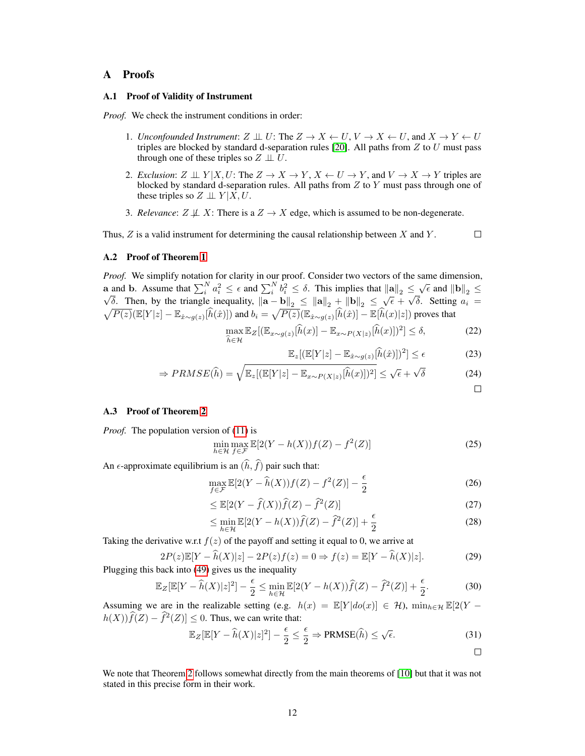# A Proofs

## A.1 Proof of Validity of Instrument

*Proof.* We check the instrument conditions in order:

1. *Unconfounded Instrument*: $Z \perp\!\!\!\perp U$: The $Z \to X \leftarrow U$, $V \to X \leftarrow U$, and $X \to Y \leftarrow U$ triples are blocked by standard d-separation rules [20]. All paths from $Z$ to $U$ must pass through one of these triples so $Z \perp\!\!\!\perp U$.
2. *Exclusion*: $Z \perp\!\!\!\perp Y|X, U$: The $Z \to X \to Y$, $X \leftarrow U \to Y$, and $V \to X \to Y$ triples are blocked by standard d-separation rules. All paths from $Z$ to $Y$ must pass through one of these triples so $Z \perp\!\!\!\perp Y|X, U$.
3. *Relevance*: $Z \not\perp\!\!\!\perp X$: There is a $Z \to X$ edge, which is assumed to be non-degenerate.

Thus, $Z$ is a valid instrument for determining the causal relationship between $X$ and $Y$. □

## A.2 Proof of Theorem 1

*Proof.* We simplify notation for clarity in our proof. Consider two vectors of the same dimension, $\mathbf{a}$ and $\mathbf{b}$. Assume that $\sum_i^N a_i^2 \leq \epsilon$ and $\sum_i^N b_i^2 \leq \delta$. This implies that $\|\mathbf{a}\|_2 \leq \sqrt{\epsilon}$ and $\|\mathbf{b}\|_2 \leq \sqrt{\delta}$. Then, by the triangle inequality, $\|\mathbf{a} - \mathbf{b}\|_2 \leq \|\mathbf{a}\|_2 + \|\mathbf{b}\|_2 \leq \sqrt{\epsilon} + \sqrt{\delta}$. Setting $a_i = \sqrt{P(z)}(\mathbb{E}[Y|z] - \mathbb{E}_{\hat{x} \sim g(z)}[\widehat{h}(\hat{x})])$ and $b_i = \sqrt{P(z)}(\mathbb{E}_{\hat{x} \sim g(z)}[\widehat{h}(\hat{x})] - \mathbb{E}[\widehat{h}(x)|z])$ proves that

$$\max_{\widehat{h} \in \mathcal{H}} \mathbb{E}_Z[(\mathbb{E}_{x \sim g(z)}[\widehat{h}(x)] - \mathbb{E}_{x \sim P(X|z)}[\widehat{h}(x)])^2] \leq \delta, \tag{22}$$

$$\mathbb{E}_z[(\mathbb{E}[Y|z] - \mathbb{E}_{\hat{x} \sim g(z)}[\widehat{h}(\hat{x})])^2] \leq \epsilon \tag{23}$$

$$\Rightarrow PRMSE(\widehat{h}) = \sqrt{\mathbb{E}_z[(\mathbb{E}[Y|z] - \mathbb{E}_{x \sim P(X|z)}[\widehat{h}(x)])^2]} \leq \sqrt{\epsilon} + \sqrt{\delta} \tag{24}$$

□

## A.3 Proof of Theorem 2

*Proof.* The population version of (11) is

$$\min_{h \in \mathcal{H}} \max_{f \in \mathcal{F}} \mathbb{E}[2(Y - h(X))f(Z) - f^2(Z)] \tag{25}$$

An $\epsilon$-approximate equilibrium is an $(\widehat{h}, \widehat{f})$ pair such that:

$$\max_{f \in \mathcal{F}} \mathbb{E}[2(Y - \widehat{h}(X))f(Z) - f^2(Z)] - \frac{\epsilon}{2} \tag{26}$$

$$\leq \mathbb{E}[2(Y - \widehat{f}(X))\widehat{f}(Z) - \widehat{f}^2(Z)] \tag{27}$$

$$\leq \min_{h \in \mathcal{H}} \mathbb{E}[2(Y - h(X))\widehat{f}(Z) - \widehat{f}^2(Z)] + \frac{\epsilon}{2} \tag{28}$$

Taking the derivative w.r.t $f(z)$ of the payoff and setting it equal to 0, we arrive at

$$2P(z)\mathbb{E}[Y - \widehat{h}(X)|z] - 2P(z)f(z) = 0 \Rightarrow f(z) = \mathbb{E}[Y - \widehat{h}(X)|z]. \tag{29}$$

Plugging this back into (49) gives us the inequality

$$\mathbb{E}_Z[\mathbb{E}[Y - \widehat{h}(X)|z]^2] - \frac{\epsilon}{2} \leq \min_{h \in \mathcal{H}} \mathbb{E}[2(Y - h(X))\widehat{f}(Z) - \widehat{f}^2(Z)] + \frac{\epsilon}{2}. \tag{30}$$

Assuming we are in the realizable setting (e.g. $h(x) = \mathbb{E}[Y|do(x)] \in \mathcal{H}$), $\min_{h \in \mathcal{H}} \mathbb{E}[2(Y - h(X))\widehat{f}(Z) - \widehat{f}^2(Z)] \leq 0$. Thus, we can write that:

$$\mathbb{E}_Z[\mathbb{E}[Y - \widehat{h}(X)|z]^2] - \frac{\epsilon}{2} \leq \frac{\epsilon}{2} \Rightarrow \text{PRMSE}(\widehat{h}) \leq \sqrt{\epsilon}. \tag{31}$$

□

We note that Theorem 2 follows somewhat directly from the main theorems of [10] but that it was not stated in this precise form in their work.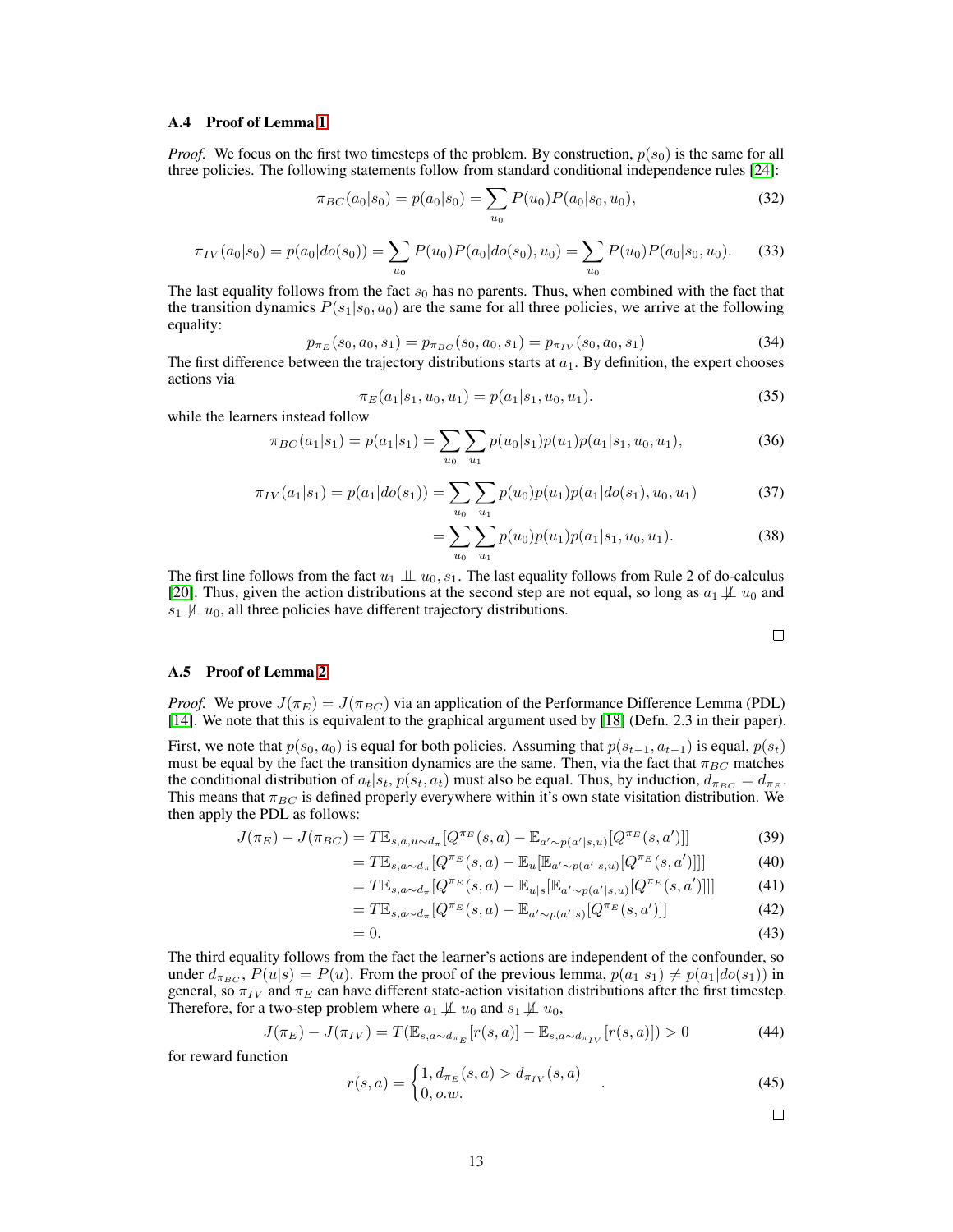### A.4 Proof of Lemma 1

*Proof.* We focus on the first two timesteps of the problem. By construction, $p(s_0)$ is the same for all three policies. The following statements follow from standard conditional independence rules [24]:

$$\pi_{BC}(a_0|s_0) = p(a_0|s_0) = \sum_{u_0} P(u_0)P(a_0|s_0, u_0), \tag{32}$$

$$\pi_{IV}(a_0|s_0) = p(a_0|do(s_0)) = \sum_{u_0} P(u_0)P(a_0|do(s_0), u_0) = \sum_{u_0} P(u_0)P(a_0|s_0, u_0). \tag{33}$$

The last equality follows from the fact $s_0$ has no parents. Thus, when combined with the fact that the transition dynamics $P(s_1|s_0, a_0)$ are the same for all three policies, we arrive at the following equality:

$$p_{\pi_E}(s_0, a_0, s_1) = p_{\pi_{BC}}(s_0, a_0, s_1) = p_{\pi_{IV}}(s_0, a_0, s_1) \tag{34}$$

The first difference between the trajectory distributions starts at $a_1$. By definition, the expert chooses actions via

$$\pi_E(a_1|s_1, u_0, u_1) = p(a_1|s_1, u_0, u_1). \tag{35}$$

while the learners instead follow

$$\pi_{BC}(a_1|s_1) = p(a_1|s_1) = \sum_{u_0} \sum_{u_1} p(u_0|s_1)p(u_1)p(a_1|s_1, u_0, u_1), \tag{36}$$

$$\pi_{IV}(a_1|s_1) = p(a_1|do(s_1)) = \sum_{u_0} \sum_{u_1} p(u_0)p(u_1)p(a_1|do(s_1), u_0, u_1) \tag{37}$$

$$= \sum_{u_0} \sum_{u_1} p(u_0)p(u_1)p(a_1|s_1, u_0, u_1). \tag{38}$$

The first line follows from the fact $u_1 \perp\!\!\!\perp u_0, s_1$. The last equality follows from Rule 2 of do-calculus [20]. Thus, given the action distributions at the second step are not equal, so long as $a_1 \not\perp\!\!\!\perp u_0$ and $s_1 \not\perp\!\!\!\perp u_0$, all three policies have different trajectory distributions.

□

### A.5 Proof of Lemma 2

*Proof.* We prove $J(\pi_E) = J(\pi_{BC})$ via an application of the Performance Difference Lemma (PDL) [14]. We note that this is equivalent to the graphical argument used by [18] (Defn. 2.3 in their paper).

First, we note that $p(s_0, a_0)$ is equal for both policies. Assuming that $p(s_{t-1}, a_{t-1})$ is equal, $p(s_t)$ must be equal by the fact the transition dynamics are the same. Then, via the fact that $\pi_{BC}$ matches the conditional distribution of $a_t|s_t$, $p(s_t, a_t)$ must also be equal. Thus, by induction, $d_{\pi_{BC}} = d_{\pi_E}$. This means that $\pi_{BC}$ is defined properly everywhere within it's own state visitation distribution. We then apply the PDL as follows:

$$J(\pi_E) - J(\pi_{BC}) = T\mathbb{E}_{s,a,u\sim d_\pi}[Q^{\pi_E}(s, a) - \mathbb{E}_{a'\sim p(a'|s,u)}[Q^{\pi_E}(s, a')]] \tag{39}$$

$$= T\mathbb{E}_{s,a\sim d_\pi}[Q^{\pi_E}(s, a) - \mathbb{E}_u[\mathbb{E}_{a'\sim p(a'|s,u)}[Q^{\pi_E}(s, a')]]] \tag{40}$$

$$= T\mathbb{E}_{s,a\sim d_\pi}[Q^{\pi_E}(s, a) - \mathbb{E}_{u|s}[\mathbb{E}_{a'\sim p(a'|s,u)}[Q^{\pi_E}(s, a')]]] \tag{41}$$

$$= T\mathbb{E}_{s,a\sim d_\pi}[Q^{\pi_E}(s, a) - \mathbb{E}_{a'\sim p(a'|s)}[Q^{\pi_E}(s, a')]] \tag{42}$$

$$= 0. \tag{43}$$

The third equality follows from the fact the learner's actions are independent of the confounder, so under $d_{\pi_{BC}}$, $P(u|s) = P(u)$. From the proof of the previous lemma, $p(a_1|s_1) \neq p(a_1|do(s_1))$ in general, so $\pi_{IV}$ and $\pi_E$ can have different state-action visitation distributions after the first timestep. Therefore, for a two-step problem where $a_1 \not\perp\!\!\!\perp u_0$ and $s_1 \not\perp\!\!\!\perp u_0$,

$$J(\pi_E) - J(\pi_{IV}) = T(\mathbb{E}_{s,a\sim d_{\pi_E}}[r(s, a)] - \mathbb{E}_{s,a\sim d_{\pi_{IV}}}[r(s, a)]) > 0 \tag{44}$$

for reward function

$$r(s, a) = \begin{cases} 1, d_{\pi_E}(s, a) > d_{\pi_{IV}}(s, a) \\ 0, o.w. \end{cases}. \tag{45}$$

□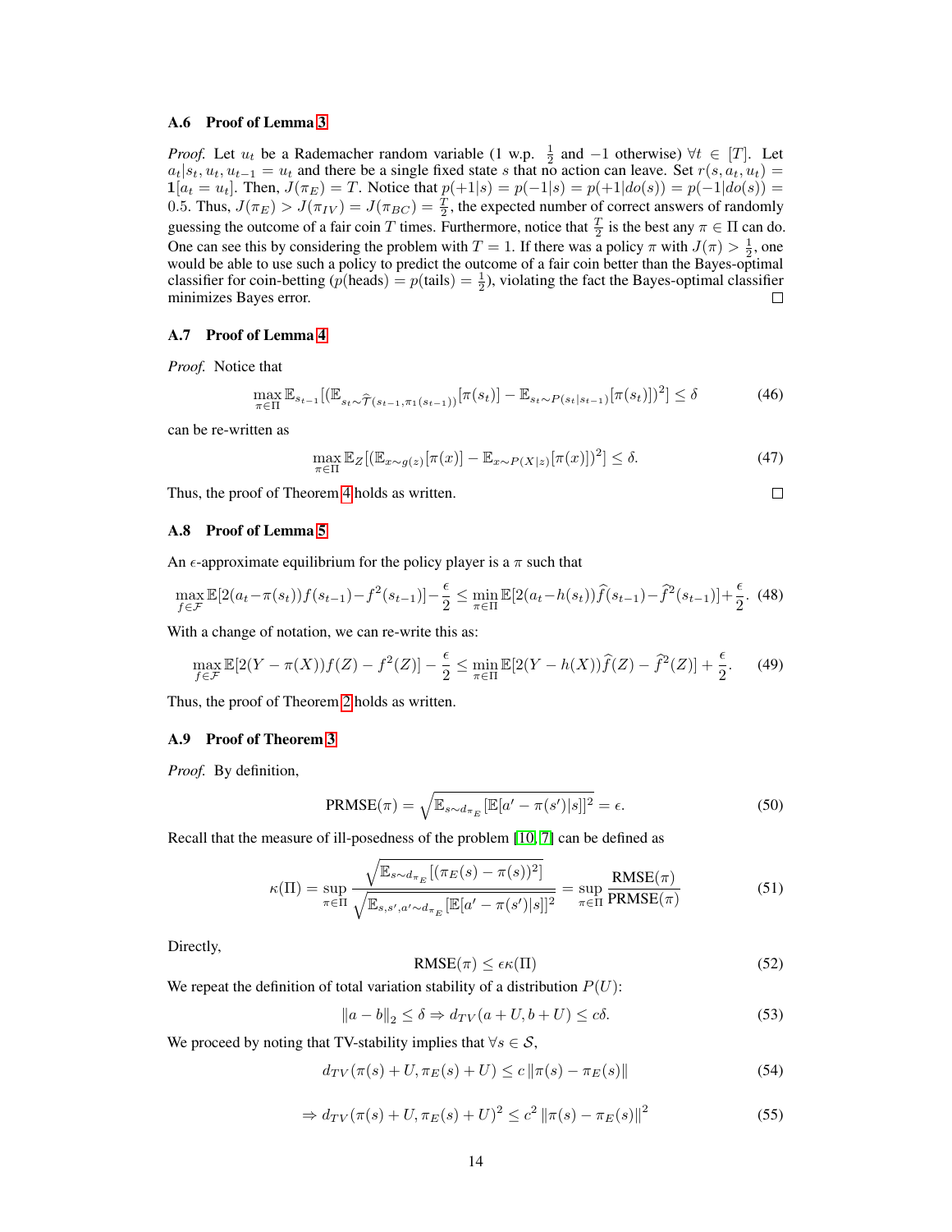### A.6 Proof of Lemma 3

*Proof.* Let $u_t$ be a Rademacher random variable (1 w.p. $\frac{1}{2}$ and $-1$ otherwise) $\forall t \in [T]$. Let $a_t | s_t, u_t, u_{t-1} = u_t$ and there be a single fixed state $s$ that no action can leave. Set $r(s, a_t, u_t) = \mathbf{1}[a_t = u_t]$. Then, $J(\pi_E) = T$. Notice that $p(+1|s) = p(-1|s) = p(+1|do(s)) = p(-1|do(s)) = 0.5$. Thus, $J(\pi_E) > J(\pi_{IV}) = J(\pi_{BC}) = \frac{T}{2}$, the expected number of correct answers of randomly guessing the outcome of a fair coin $T$ times. Furthermore, notice that $\frac{T}{2}$ is the best any $\pi \in \Pi$ can do. One can see this by considering the problem with $T = 1$. If there was a policy $\pi$ with $J(\pi) > \frac{1}{2}$, one would be able to use such a policy to predict the outcome of a fair coin better than the Bayes-optimal classifier for coin-betting ($p(\text{heads}) = p(\text{tails}) = \frac{1}{2}$), violating the fact the Bayes-optimal classifier minimizes Bayes error. ◻

### A.7 Proof of Lemma 4

*Proof.* Notice that

$$\max_{\pi \in \Pi} \mathbb{E}_{s_{t-1}}[(\mathbb{E}_{s_t \sim \widehat{\mathcal{T}}(s_{t-1}, \pi_1(s_{t-1}))}[\pi(s_t)] - \mathbb{E}_{s_t \sim P(s_t | s_{t-1})}[\pi(s_t)])^2] \leq \delta \tag{46}$$

can be re-written as

$$\max_{\pi \in \Pi} \mathbb{E}_Z[(\mathbb{E}_{x \sim g(z)}[\pi(x)] - \mathbb{E}_{x \sim P(X|z)}[\pi(x)])^2] \leq \delta. \tag{47}$$

Thus, the proof of Theorem 4 holds as written. ◻

### A.8 Proof of Lemma 5

An $\epsilon$-approximate equilibrium for the policy player is a $\pi$ such that

$$\max_{f \in \mathcal{F}} \mathbb{E}[2(a_t - \pi(s_t)) f(s_{t-1}) - f^2(s_{t-1})] - \frac{\epsilon}{2} \leq \min_{\pi \in \Pi} \mathbb{E}[2(a_t - h(s_t)) \widehat{f}(s_{t-1}) - \widehat{f}^2(s_{t-1})] + \frac{\epsilon}{2}. \tag{48}$$

With a change of notation, we can re-write this as:

$$\max_{f \in \mathcal{F}} \mathbb{E}[2(Y - \pi(X)) f(Z) - f^2(Z)] - \frac{\epsilon}{2} \leq \min_{\pi \in \Pi} \mathbb{E}[2(Y - h(X)) \widehat{f}(Z) - \widehat{f}^2(Z)] + \frac{\epsilon}{2}. \tag{49}$$

Thus, the proof of Theorem 2 holds as written.

### A.9 Proof of Theorem 3

*Proof.* By definition,

$$\text{PRMSE}(\pi) = \sqrt{\mathbb{E}_{s \sim d_{\pi_E}}[\mathbb{E}[a' - \pi(s')|s]]^2} = \epsilon. \tag{50}$$

Recall that the measure of ill-posedness of the problem [10, 7] can be defined as

$$\kappa(\Pi) = \sup_{\pi \in \Pi} \frac{\sqrt{\mathbb{E}_{s \sim d_{\pi_E}}[(\pi_E(s) - \pi(s))^2]}}{\sqrt{\mathbb{E}_{s, s', a' \sim d_{\pi_E}}[\mathbb{E}[a' - \pi(s')|s]]^2}} = \sup_{\pi \in \Pi} \frac{\text{RMSE}(\pi)}{\text{PRMSE}(\pi)} \tag{51}$$

Directly,

$$\text{RMSE}(\pi) \leq \epsilon \kappa(\Pi) \tag{52}$$

We repeat the definition of total variation stability of a distribution $P(U)$:

$$\|a - b\|_2 \leq \delta \Rightarrow d_{TV}(a + U, b + U) \leq c\delta. \tag{53}$$

We proceed by noting that TV-stability implies that $\forall s \in \mathcal{S}$,

$$d_{TV}(\pi(s) + U, \pi_E(s) + U) \leq c \|\pi(s) - \pi_E(s)\| \tag{54}$$

$$\Rightarrow d_{TV}(\pi(s) + U, \pi_E(s) + U)^2 \leq c^2 \|\pi(s) - \pi_E(s)\|^2 \tag{55}$$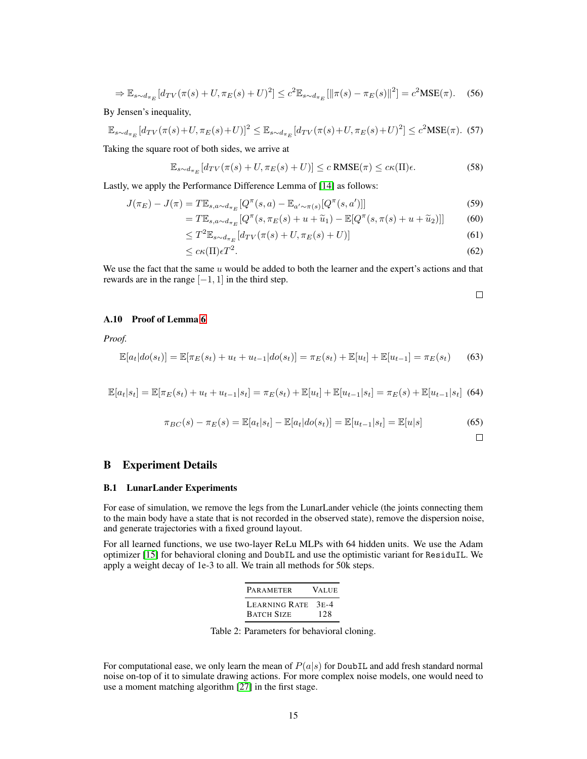$$\Rightarrow \mathbb{E}_{s \sim d_{\pi_E}}[d_{TV}(\pi(s) + U, \pi_E(s) + U)^2] \leq c^2 \mathbb{E}_{s \sim d_{\pi_E}}[\|\pi(s) - \pi_E(s)\|^2] = c^2 \text{MSE}(\pi). \quad (56)$$

By Jensen's inequality,

$$\mathbb{E}_{s \sim d_{\pi_E}}[d_{TV}(\pi(s)+U, \pi_E(s)+U)]^2 \leq \mathbb{E}_{s \sim d_{\pi_E}}[d_{TV}(\pi(s)+U, \pi_E(s)+U)^2] \leq c^2 \text{MSE}(\pi). \quad (57)$$

Taking the square root of both sides, we arrive at

$$\mathbb{E}_{s \sim d_{\pi_E}}[d_{TV}(\pi(s) + U, \pi_E(s) + U)] \leq c \, \text{RMSE}(\pi) \leq c\kappa(\Pi)\epsilon. \quad (58)$$

Lastly, we apply the Performance Difference Lemma of [14] as follows:

$$\begin{aligned} J(\pi_E) - J(\pi) &= T\mathbb{E}_{s,a \sim d_{\pi_E}}[Q^\pi(s,a) - \mathbb{E}_{a' \sim \pi(s)}[Q^\pi(s,a')]] && (59) \\ &= T\mathbb{E}_{s,a \sim d_{\pi_E}}[Q^\pi(s, \pi_E(s) + u + \widetilde{u}_1) - \mathbb{E}[Q^\pi(s, \pi(s) + u + \widetilde{u}_2)]] && (60) \\ &\leq T^2 \mathbb{E}_{s \sim d_{\pi_E}}[d_{TV}(\pi(s) + U, \pi_E(s) + U)] && (61) \\ &\leq c\kappa(\Pi)\epsilon T^2. && (62) \end{aligned}$$

We use the fact that the same $u$ would be added to both the learner and the expert's actions and that rewards are in the range $[-1, 1]$ in the third step.

□

### A.10 Proof of Lemma 6

*Proof.*

$$\mathbb{E}[a_t|do(s_t)] = \mathbb{E}[\pi_E(s_t) + u_t + u_{t-1}|do(s_t)] = \pi_E(s_t) + \mathbb{E}[u_t] + \mathbb{E}[u_{t-1}] = \pi_E(s_t) \quad (63)$$

$$\mathbb{E}[a_t|s_t] = \mathbb{E}[\pi_E(s_t) + u_t + u_{t-1}|s_t] = \pi_E(s_t) + \mathbb{E}[u_t] + \mathbb{E}[u_{t-1}|s_t] = \pi_E(s) + \mathbb{E}[u_{t-1}|s_t] \quad (64)$$

$$\pi_{BC}(s) - \pi_E(s) = \mathbb{E}[a_t|s_t] - \mathbb{E}[a_t|do(s_t)] = \mathbb{E}[u_{t-1}|s_t] = \mathbb{E}[u|s] \quad (65)$$

□

## B Experiment Details

### B.1 LunarLander Experiments

For ease of simulation, we remove the legs from the LunarLander vehicle (the joints connecting them to the main body have a state that is not recorded in the observed state), remove the dispersion noise, and generate trajectories with a fixed ground layout.

For all learned functions, we use two-layer ReLu MLPs with 64 hidden units. We use the Adam optimizer [15] for behavioral cloning and `DoubIL` and use the optimistic variant for `ResiduIL`. We apply a weight decay of 1e-3 to all. We train all methods for 50k steps.

| Parameter | Value |
|---|---|
| Learning Rate | 3e-4 |
| Batch Size | 128 |

Table 2: Parameters for behavioral cloning.

For computational ease, we only learn the mean of $P(a|s)$ for `DoubIL` and add fresh standard normal noise on-top of it to simulate drawing actions. For more complex noise models, one would need to use a moment matching algorithm [27] in the first stage.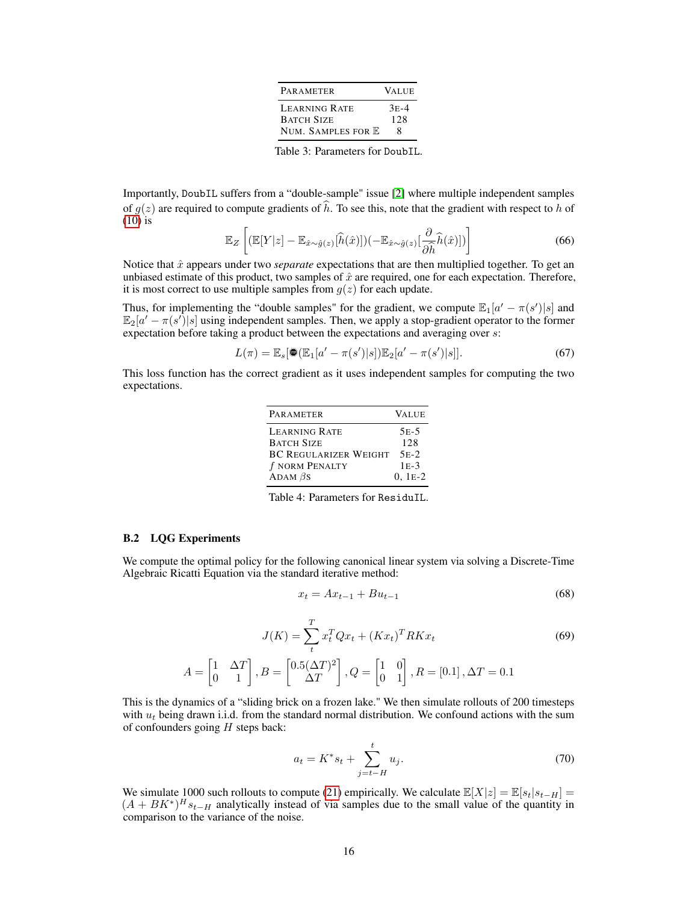| Parameter | Value |
|---|---|
| Learning Rate | 3e-4 |
| Batch Size | 128 |
| Num. Samples for $\mathbb{E}$ | 8 |

Table 3: Parameters for `DoubIL`.

Importantly, `DoubIL` suffers from a "double-sample" issue [2] where multiple independent samples of $g(z)$ are required to compute gradients of $\widehat{h}$. To see this, note that the gradient with respect to $h$ of (10) is

$$\mathbb{E}_Z\left[(\mathbb{E}[Y|z] - \mathbb{E}_{\hat{x}\sim\hat{g}(z)}[\widehat{h}(\hat{x})])(-\mathbb{E}_{\hat{x}\sim\hat{g}(z)}[\frac{\partial}{\partial\widehat{h}}\widehat{h}(\hat{x})])\right] \tag{66}$$

Notice that $\hat{x}$ appears under two *separate* expectations that are then multiplied together. To get an unbiased estimate of this product, two samples of $\hat{x}$ are required, one for each expectation. Therefore, it is most correct to use multiple samples from $g(z)$ for each update.

Thus, for implementing the "double samples" for the gradient, we compute $\mathbb{E}_1[a' - \pi(s')|s]$ and $\mathbb{E}_2[a' - \pi(s')|s]$ using independent samples. Then, we apply a stop-gradient operator to the former expectation before taking a product between the expectations and averaging over $s$:

$$L(\pi) = \mathbb{E}_s[\text{⊛}(\mathbb{E}_1[a' - \pi(s')|s])\mathbb{E}_2[a' - \pi(s')|s]]. \tag{67}$$

This loss function has the correct gradient as it uses independent samples for computing the two expectations.

| Parameter | Value |
|---|---|
| Learning Rate | 5e-5 |
| Batch Size | 128 |
| BC Regularizer Weight | 5e-2 |
| $f$ norm Penalty | 1e-3 |
| Adam $\beta$s | 0, 1e-2 |

Table 4: Parameters for `ResiduIL`.

### B.2 LQG Experiments

We compute the optimal policy for the following canonical linear system via solving a Discrete-Time Algebraic Ricatti Equation via the standard iterative method:

$$x_t = Ax_{t-1} + Bu_{t-1} \tag{68}$$

$$J(K) = \sum_t^T x_t^T Q x_t + (Kx_t)^T R K x_t \tag{69}$$

$$A = \begin{bmatrix} 1 & \Delta T \\ 0 & 1 \end{bmatrix}, B = \begin{bmatrix} 0.5(\Delta T)^2 \\ \Delta T \end{bmatrix}, Q = \begin{bmatrix} 1 & 0 \\ 0 & 1 \end{bmatrix}, R = [0.1], \Delta T = 0.1$$

This is the dynamics of a "sliding brick on a frozen lake." We then simulate rollouts of 200 timesteps with $u_t$ being drawn i.i.d. from the standard normal distribution. We confound actions with the sum of confounders going $H$ steps back:

$$a_t = K^* s_t + \sum_{j=t-H}^{t} u_j. \tag{70}$$

We simulate 1000 such rollouts to compute (21) empirically. We calculate $\mathbb{E}[X|z] = \mathbb{E}[s_t|s_{t-H}] = (A + BK^*)^H s_{t-H}$ analytically instead of via samples due to the small value of the quantity in comparison to the variance of the noise.